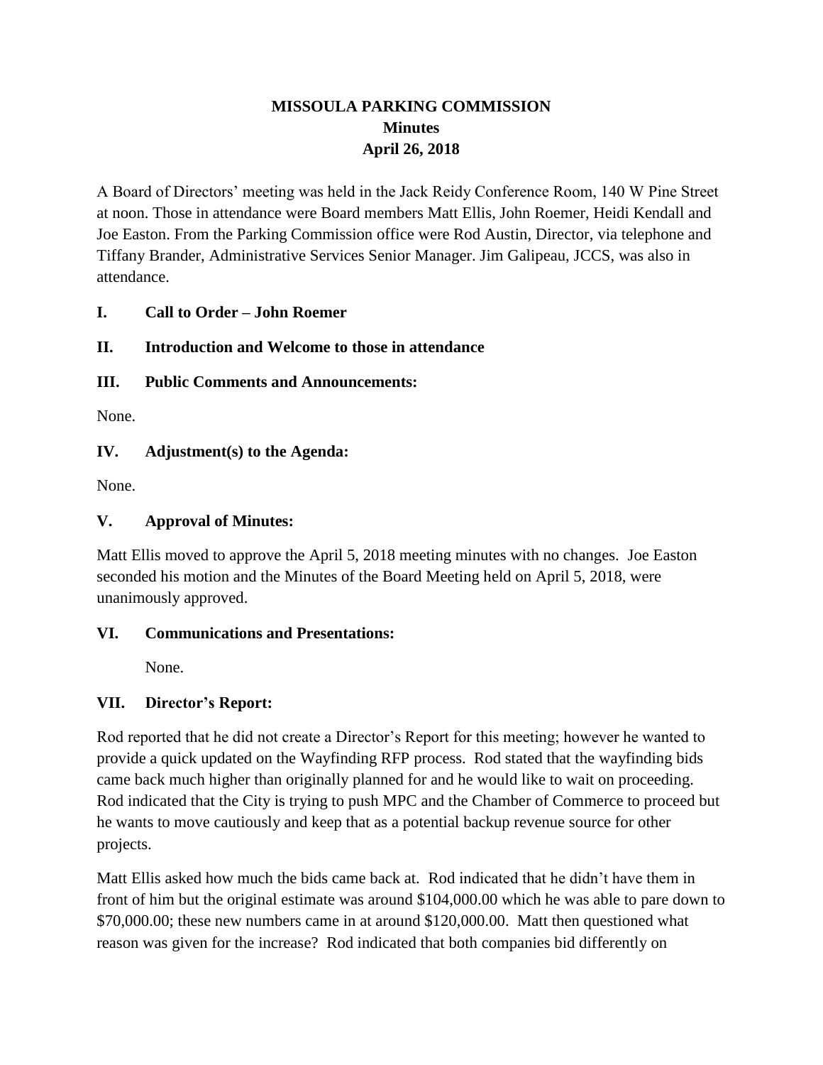# MISSOULA PARKING COMMISSION
## Minutes
## April 26, 2018

A Board of Directors' meeting was held in the Jack Reidy Conference Room, 140 W Pine Street at noon. Those in attendance were Board members Matt Ellis, John Roemer, Heidi Kendall and Joe Easton. From the Parking Commission office were Rod Austin, Director, via telephone and Tiffany Brander, Administrative Services Senior Manager. Jim Galipeau, JCCS, was also in attendance.

### I. Call to Order – John Roemer

### II. Introduction and Welcome to those in attendance

### III. Public Comments and Announcements:

None.

### IV. Adjustment(s) to the Agenda:

None.

### V. Approval of Minutes:

Matt Ellis moved to approve the April 5, 2018 meeting minutes with no changes. Joe Easton seconded his motion and the Minutes of the Board Meeting held on April 5, 2018, were unanimously approved.

### VI. Communications and Presentations:

None.

### VII. Director's Report:

Rod reported that he did not create a Director's Report for this meeting; however he wanted to provide a quick updated on the Wayfinding RFP process. Rod stated that the wayfinding bids came back much higher than originally planned for and he would like to wait on proceeding. Rod indicated that the City is trying to push MPC and the Chamber of Commerce to proceed but he wants to move cautiously and keep that as a potential backup revenue source for other projects.

Matt Ellis asked how much the bids came back at. Rod indicated that he didn't have them in front of him but the original estimate was around $104,000.00 which he was able to pare down to $70,000.00; these new numbers came in at around $120,000.00. Matt then questioned what reason was given for the increase? Rod indicated that both companies bid differently on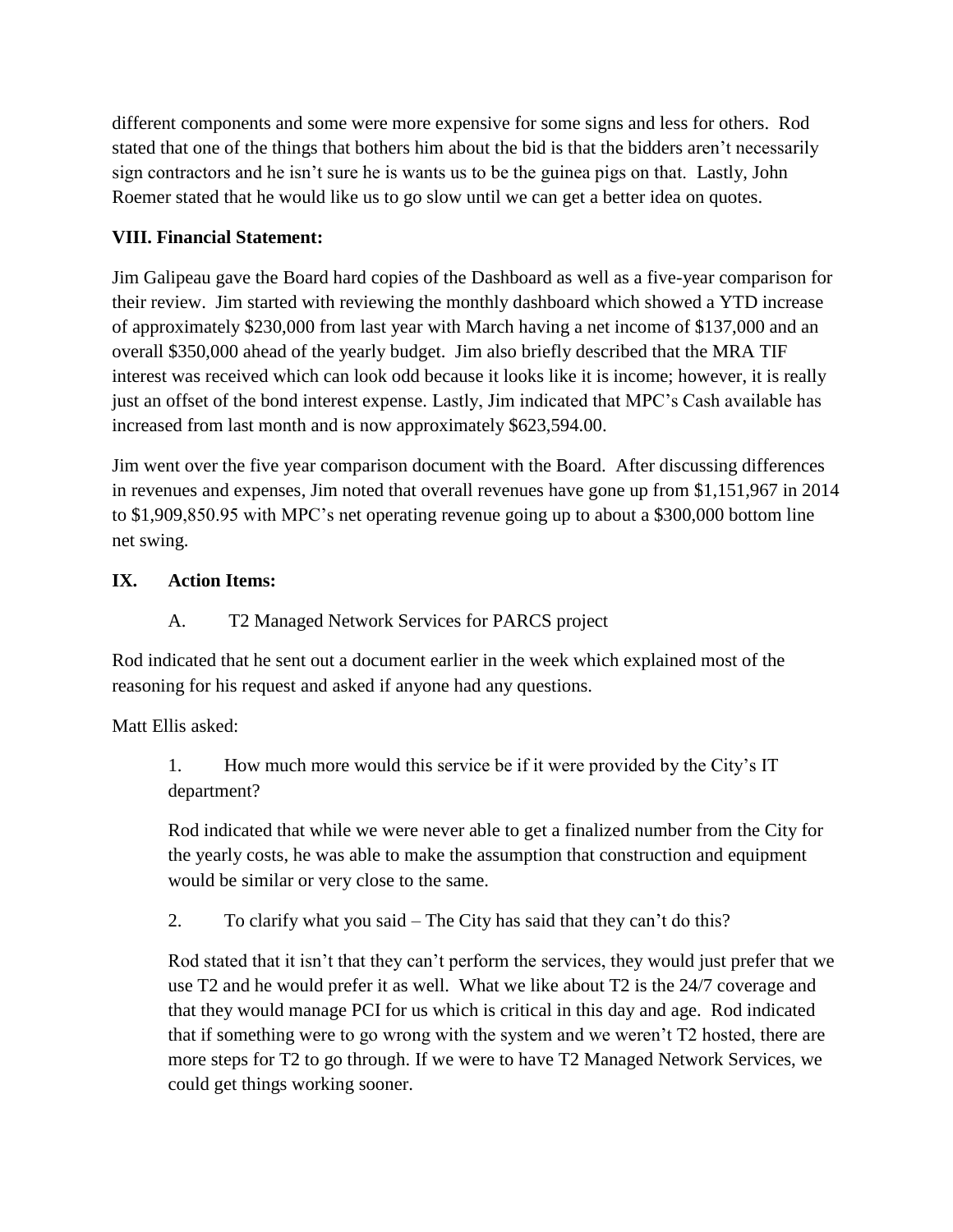different components and some were more expensive for some signs and less for others. Rod stated that one of the things that bothers him about the bid is that the bidders aren't necessarily sign contractors and he isn't sure he is wants us to be the guinea pigs on that. Lastly, John Roemer stated that he would like us to go slow until we can get a better idea on quotes.

**VIII. Financial Statement:**

Jim Galipeau gave the Board hard copies of the Dashboard as well as a five-year comparison for their review. Jim started with reviewing the monthly dashboard which showed a YTD increase of approximately $230,000 from last year with March having a net income of $137,000 and an overall $350,000 ahead of the yearly budget. Jim also briefly described that the MRA TIF interest was received which can look odd because it looks like it is income; however, it is really just an offset of the bond interest expense. Lastly, Jim indicated that MPC's Cash available has increased from last month and is now approximately $623,594.00.

Jim went over the five year comparison document with the Board. After discussing differences in revenues and expenses, Jim noted that overall revenues have gone up from $1,151,967 in 2014 to $1,909,850.95 with MPC's net operating revenue going up to about a $300,000 bottom line net swing.

**IX. Action Items:**

A. T2 Managed Network Services for PARCS project

Rod indicated that he sent out a document earlier in the week which explained most of the reasoning for his request and asked if anyone had any questions.

Matt Ellis asked:

1. How much more would this service be if it were provided by the City's IT department?

   Rod indicated that while we were never able to get a finalized number from the City for the yearly costs, he was able to make the assumption that construction and equipment would be similar or very close to the same.

2. To clarify what you said – The City has said that they can't do this?

   Rod stated that it isn't that they can't perform the services, they would just prefer that we use T2 and he would prefer it as well. What we like about T2 is the 24/7 coverage and that they would manage PCI for us which is critical in this day and age. Rod indicated that if something were to go wrong with the system and we weren't T2 hosted, there are more steps for T2 to go through. If we were to have T2 Managed Network Services, we could get things working sooner.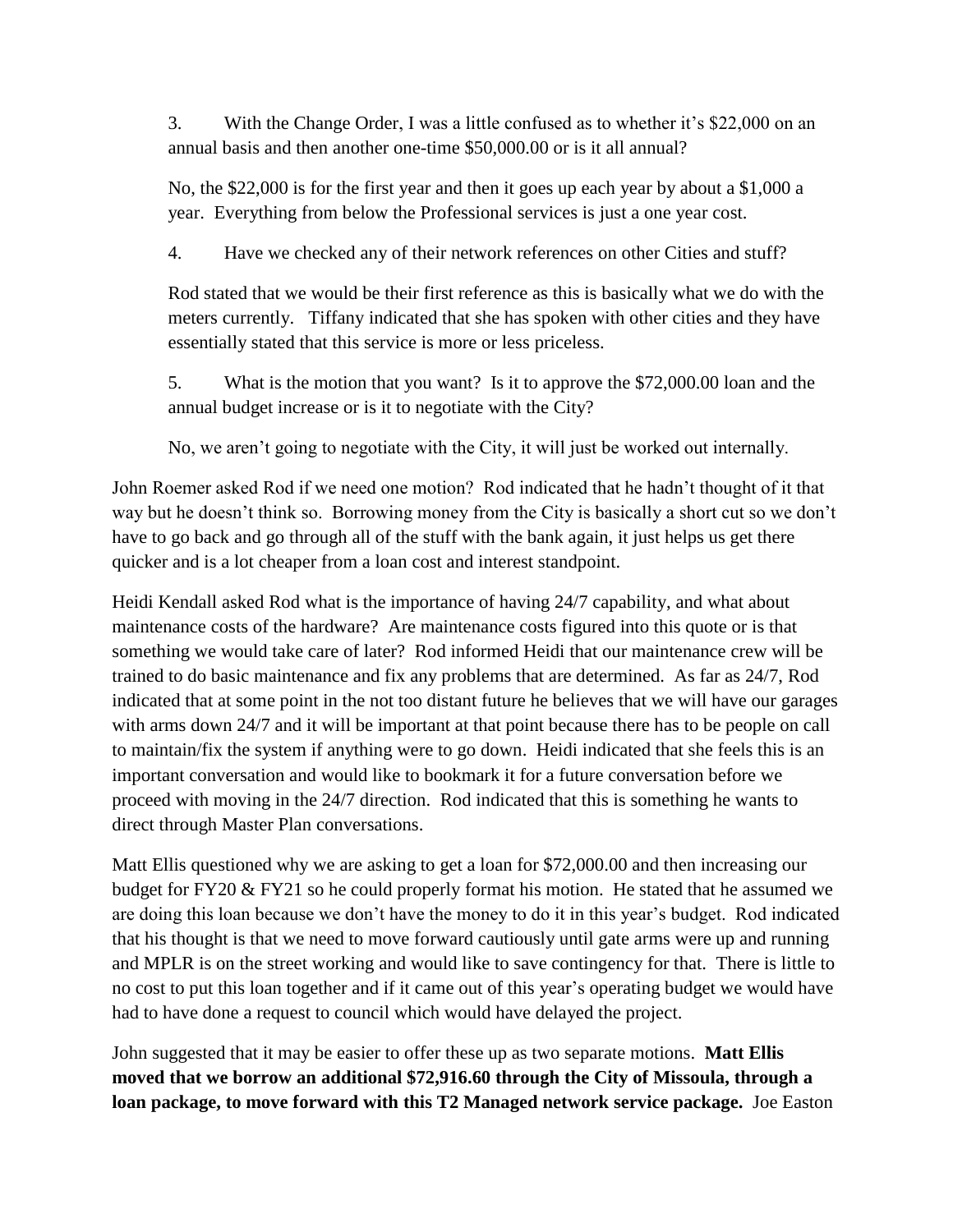3. With the Change Order, I was a little confused as to whether it's $22,000 on an annual basis and then another one-time $50,000.00 or is it all annual?

No, the $22,000 is for the first year and then it goes up each year by about a $1,000 a year. Everything from below the Professional services is just a one year cost.

4. Have we checked any of their network references on other Cities and stuff?

Rod stated that we would be their first reference as this is basically what we do with the meters currently. Tiffany indicated that she has spoken with other cities and they have essentially stated that this service is more or less priceless.

5. What is the motion that you want? Is it to approve the $72,000.00 loan and the annual budget increase or is it to negotiate with the City?

No, we aren't going to negotiate with the City, it will just be worked out internally.

John Roemer asked Rod if we need one motion? Rod indicated that he hadn't thought of it that way but he doesn't think so. Borrowing money from the City is basically a short cut so we don't have to go back and go through all of the stuff with the bank again, it just helps us get there quicker and is a lot cheaper from a loan cost and interest standpoint.

Heidi Kendall asked Rod what is the importance of having 24/7 capability, and what about maintenance costs of the hardware? Are maintenance costs figured into this quote or is that something we would take care of later? Rod informed Heidi that our maintenance crew will be trained to do basic maintenance and fix any problems that are determined. As far as 24/7, Rod indicated that at some point in the not too distant future he believes that we will have our garages with arms down 24/7 and it will be important at that point because there has to be people on call to maintain/fix the system if anything were to go down. Heidi indicated that she feels this is an important conversation and would like to bookmark it for a future conversation before we proceed with moving in the 24/7 direction. Rod indicated that this is something he wants to direct through Master Plan conversations.

Matt Ellis questioned why we are asking to get a loan for $72,000.00 and then increasing our budget for FY20 & FY21 so he could properly format his motion. He stated that he assumed we are doing this loan because we don't have the money to do it in this year's budget. Rod indicated that his thought is that we need to move forward cautiously until gate arms were up and running and MPLR is on the street working and would like to save contingency for that. There is little to no cost to put this loan together and if it came out of this year's operating budget we would have had to have done a request to council which would have delayed the project.

John suggested that it may be easier to offer these up as two separate motions. **Matt Ellis moved that we borrow an additional $72,916.60 through the City of Missoula, through a loan package, to move forward with this T2 Managed network service package.** Joe Easton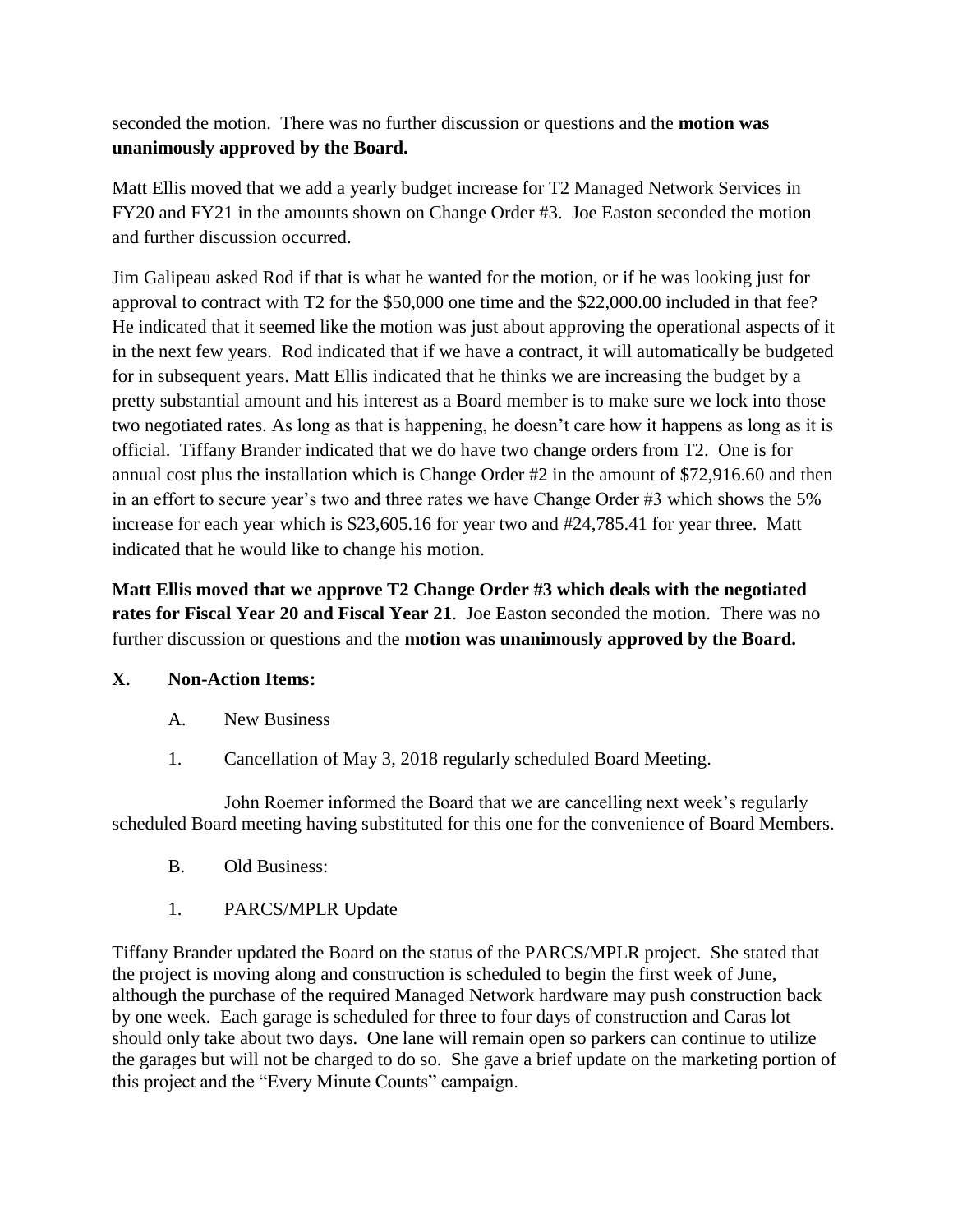seconded the motion. There was no further discussion or questions and the **motion was unanimously approved by the Board.**

Matt Ellis moved that we add a yearly budget increase for T2 Managed Network Services in FY20 and FY21 in the amounts shown on Change Order #3. Joe Easton seconded the motion and further discussion occurred.

Jim Galipeau asked Rod if that is what he wanted for the motion, or if he was looking just for approval to contract with T2 for the $50,000 one time and the $22,000.00 included in that fee? He indicated that it seemed like the motion was just about approving the operational aspects of it in the next few years. Rod indicated that if we have a contract, it will automatically be budgeted for in subsequent years. Matt Ellis indicated that he thinks we are increasing the budget by a pretty substantial amount and his interest as a Board member is to make sure we lock into those two negotiated rates. As long as that is happening, he doesn't care how it happens as long as it is official. Tiffany Brander indicated that we do have two change orders from T2. One is for annual cost plus the installation which is Change Order #2 in the amount of $72,916.60 and then in an effort to secure year's two and three rates we have Change Order #3 which shows the 5% increase for each year which is $23,605.16 for year two and #24,785.41 for year three. Matt indicated that he would like to change his motion.

**Matt Ellis moved that we approve T2 Change Order #3 which deals with the negotiated rates for Fiscal Year 20 and Fiscal Year 21**. Joe Easton seconded the motion. There was no further discussion or questions and the **motion was unanimously approved by the Board.**

## X. Non-Action Items:

A. New Business

1. Cancellation of May 3, 2018 regularly scheduled Board Meeting.

John Roemer informed the Board that we are cancelling next week's regularly scheduled Board meeting having substituted for this one for the convenience of Board Members.

B. Old Business:

1. PARCS/MPLR Update

Tiffany Brander updated the Board on the status of the PARCS/MPLR project. She stated that the project is moving along and construction is scheduled to begin the first week of June, although the purchase of the required Managed Network hardware may push construction back by one week. Each garage is scheduled for three to four days of construction and Caras lot should only take about two days. One lane will remain open so parkers can continue to utilize the garages but will not be charged to do so. She gave a brief update on the marketing portion of this project and the "Every Minute Counts" campaign.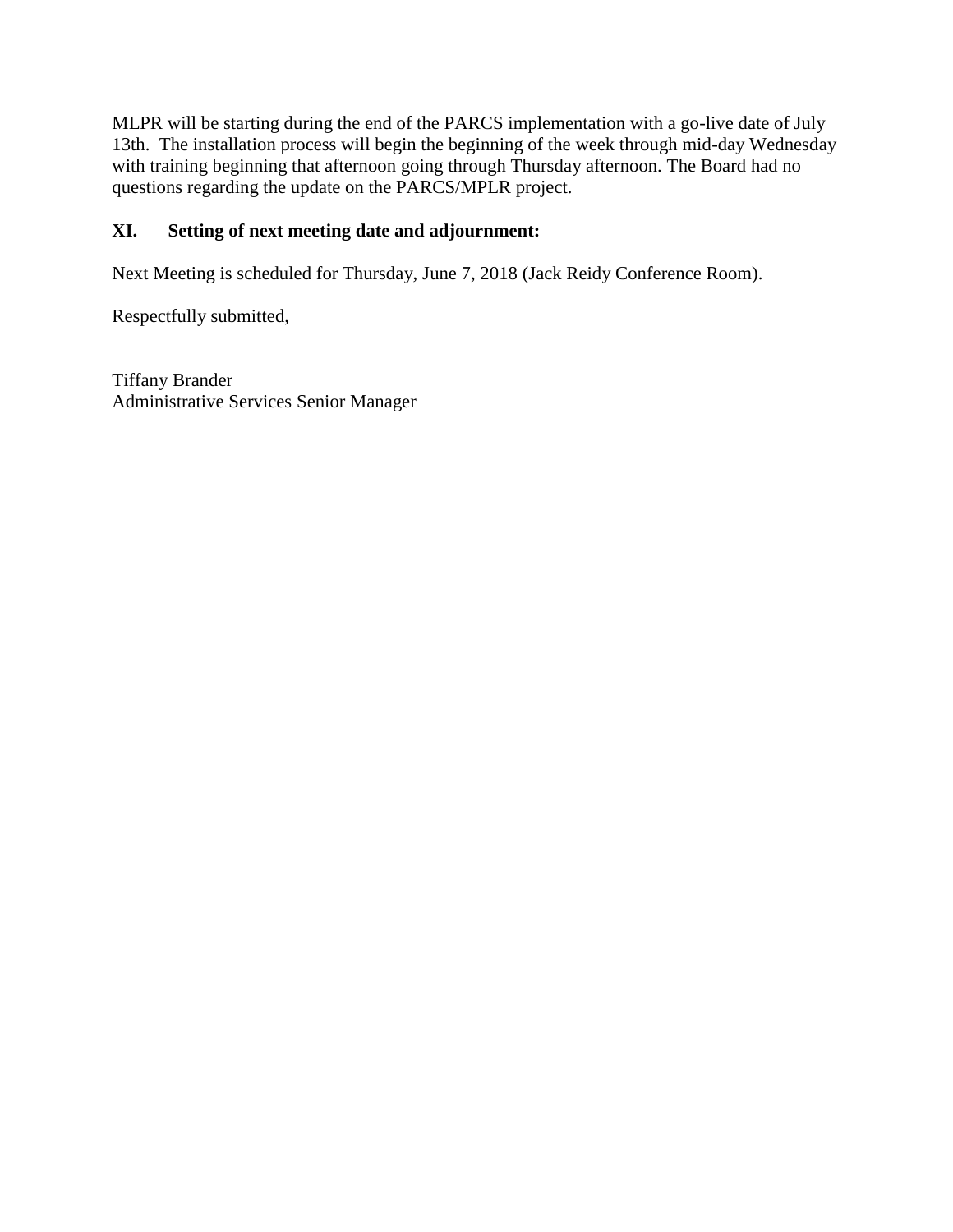MLPR will be starting during the end of the PARCS implementation with a go-live date of July 13th.  The installation process will begin the beginning of the week through mid-day Wednesday with training beginning that afternoon going through Thursday afternoon. The Board had no questions regarding the update on the PARCS/MPLR project.

## XI. Setting of next meeting date and adjournment:

Next Meeting is scheduled for Thursday, June 7, 2018 (Jack Reidy Conference Room).

Respectfully submitted,

Tiffany Brander
Administrative Services Senior Manager